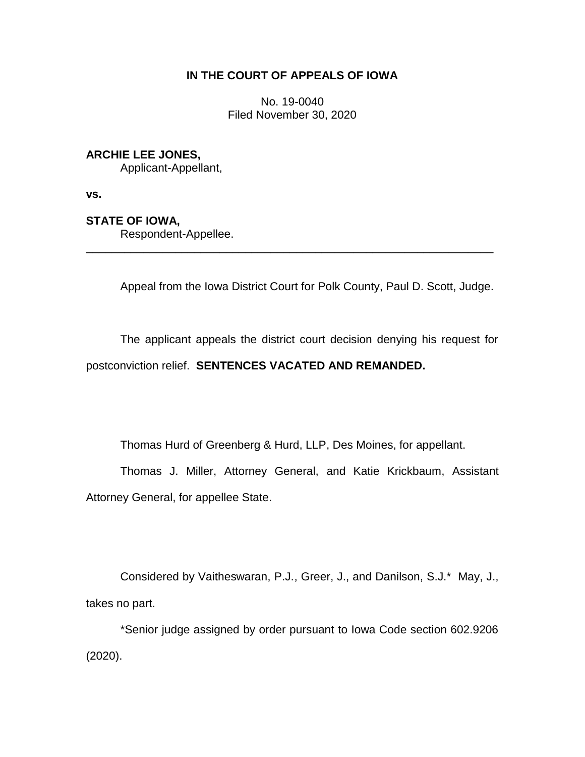# IN THE COURT OF APPEALS OF IOWA

No. 19-0040
Filed November 30, 2020

**ARCHIE LEE JONES,**
Applicant-Appellant,

**vs.**

**STATE OF IOWA,**
Respondent-Appellee.

---

Appeal from the Iowa District Court for Polk County, Paul D. Scott, Judge.

The applicant appeals the district court decision denying his request for postconviction relief. **SENTENCES VACATED AND REMANDED.**

Thomas Hurd of Greenberg & Hurd, LLP, Des Moines, for appellant.

Thomas J. Miller, Attorney General, and Katie Krickbaum, Assistant Attorney General, for appellee State.

Considered by Vaitheswaran, P.J., Greer, J., and Danilson, S.J.* May, J., takes no part.

*Senior judge assigned by order pursuant to Iowa Code section 602.9206 (2020).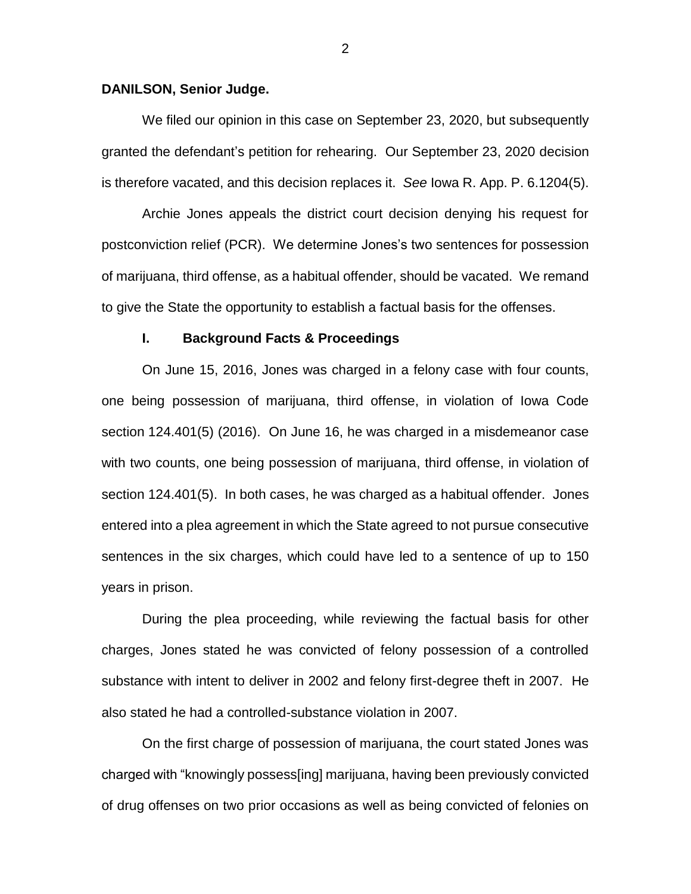**DANILSON, Senior Judge.**

We filed our opinion in this case on September 23, 2020, but subsequently granted the defendant's petition for rehearing. Our September 23, 2020 decision is therefore vacated, and this decision replaces it. *See* Iowa R. App. P. 6.1204(5).

Archie Jones appeals the district court decision denying his request for postconviction relief (PCR). We determine Jones's two sentences for possession of marijuana, third offense, as a habitual offender, should be vacated. We remand to give the State the opportunity to establish a factual basis for the offenses.

## I. Background Facts & Proceedings

On June 15, 2016, Jones was charged in a felony case with four counts, one being possession of marijuana, third offense, in violation of Iowa Code section 124.401(5) (2016). On June 16, he was charged in a misdemeanor case with two counts, one being possession of marijuana, third offense, in violation of section 124.401(5). In both cases, he was charged as a habitual offender. Jones entered into a plea agreement in which the State agreed to not pursue consecutive sentences in the six charges, which could have led to a sentence of up to 150 years in prison.

During the plea proceeding, while reviewing the factual basis for other charges, Jones stated he was convicted of felony possession of a controlled substance with intent to deliver in 2002 and felony first-degree theft in 2007. He also stated he had a controlled-substance violation in 2007.

On the first charge of possession of marijuana, the court stated Jones was charged with "knowingly possess[ing] marijuana, having been previously convicted of drug offenses on two prior occasions as well as being convicted of felonies on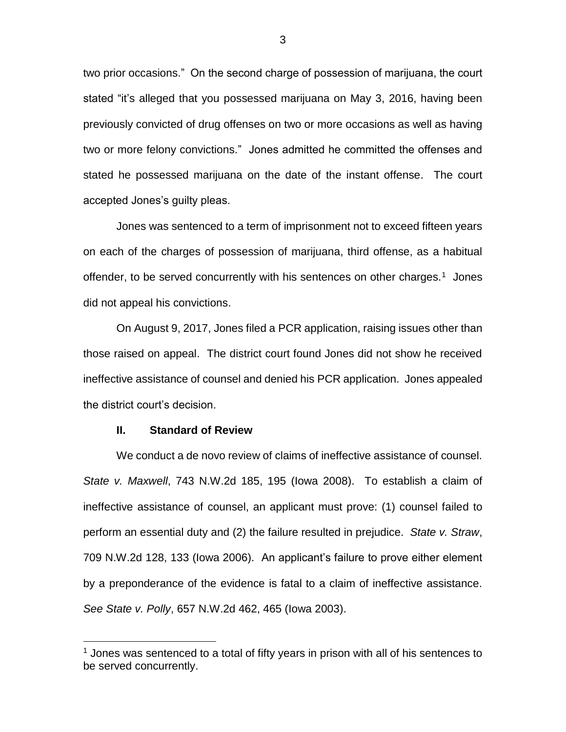two prior occasions." On the second charge of possession of marijuana, the court stated "it's alleged that you possessed marijuana on May 3, 2016, having been previously convicted of drug offenses on two or more occasions as well as having two or more felony convictions." Jones admitted he committed the offenses and stated he possessed marijuana on the date of the instant offense. The court accepted Jones's guilty pleas.

Jones was sentenced to a term of imprisonment not to exceed fifteen years on each of the charges of possession of marijuana, third offense, as a habitual offender, to be served concurrently with his sentences on other charges.[1] Jones did not appeal his convictions.

On August 9, 2017, Jones filed a PCR application, raising issues other than those raised on appeal. The district court found Jones did not show he received ineffective assistance of counsel and denied his PCR application. Jones appealed the district court's decision.

## II. Standard of Review

We conduct a de novo review of claims of ineffective assistance of counsel. *State v. Maxwell*, 743 N.W.2d 185, 195 (Iowa 2008). To establish a claim of ineffective assistance of counsel, an applicant must prove: (1) counsel failed to perform an essential duty and (2) the failure resulted in prejudice. *State v. Straw*, 709 N.W.2d 128, 133 (Iowa 2006). An applicant's failure to prove either element by a preponderance of the evidence is fatal to a claim of ineffective assistance. *See State v. Polly*, 657 N.W.2d 462, 465 (Iowa 2003).

---

[1] Jones was sentenced to a total of fifty years in prison with all of his sentences to be served concurrently.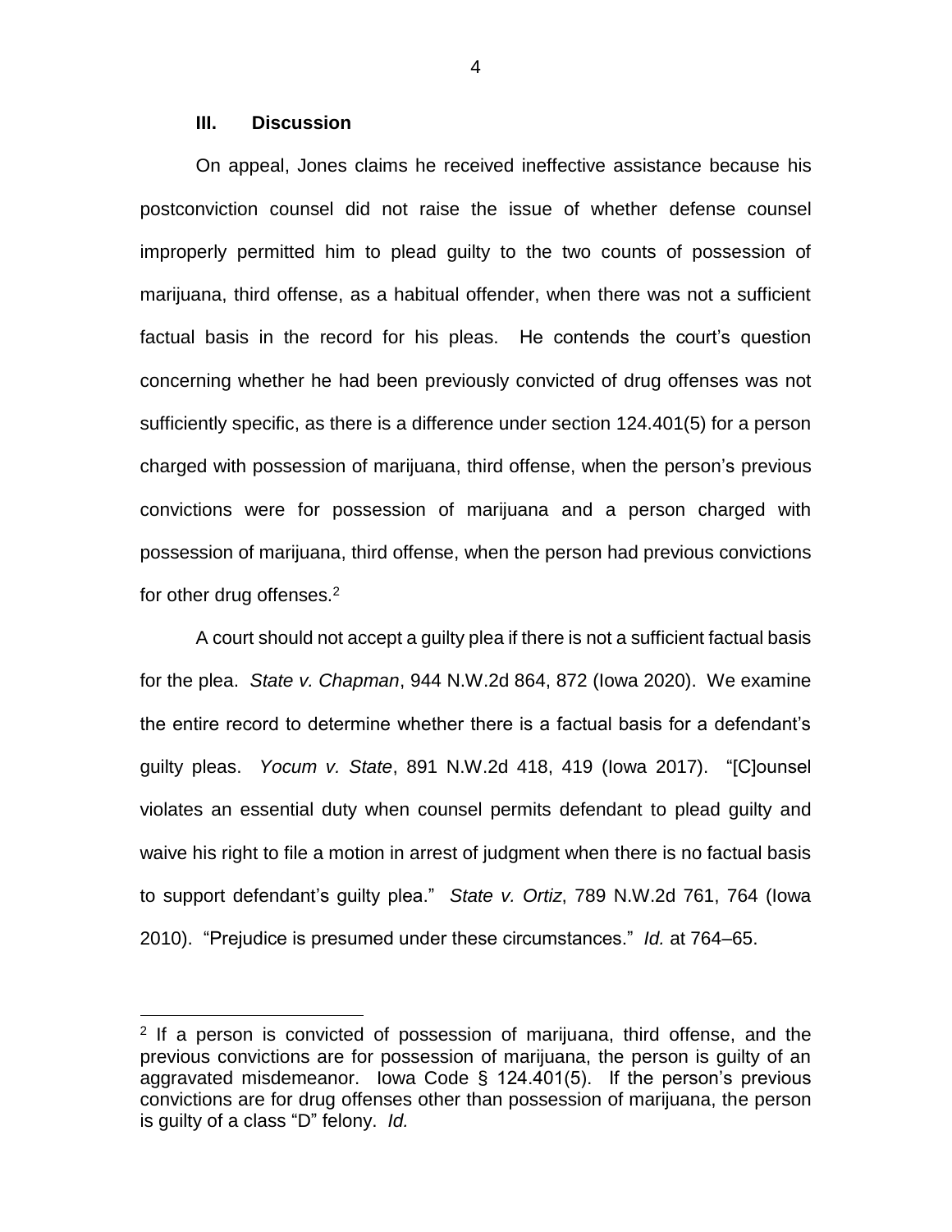### III. Discussion

On appeal, Jones claims he received ineffective assistance because his postconviction counsel did not raise the issue of whether defense counsel improperly permitted him to plead guilty to the two counts of possession of marijuana, third offense, as a habitual offender, when there was not a sufficient factual basis in the record for his pleas. He contends the court's question concerning whether he had been previously convicted of drug offenses was not sufficiently specific, as there is a difference under section 124.401(5) for a person charged with possession of marijuana, third offense, when the person's previous convictions were for possession of marijuana and a person charged with possession of marijuana, third offense, when the person had previous convictions for other drug offenses.[2]

A court should not accept a guilty plea if there is not a sufficient factual basis for the plea. *State v. Chapman*, 944 N.W.2d 864, 872 (Iowa 2020). We examine the entire record to determine whether there is a factual basis for a defendant's guilty pleas. *Yocum v. State*, 891 N.W.2d 418, 419 (Iowa 2017). "[C]ounsel violates an essential duty when counsel permits defendant to plead guilty and waive his right to file a motion in arrest of judgment when there is no factual basis to support defendant's guilty plea." *State v. Ortiz*, 789 N.W.2d 761, 764 (Iowa 2010). "Prejudice is presumed under these circumstances." *Id.* at 764–65.

---

[2] If a person is convicted of possession of marijuana, third offense, and the previous convictions are for possession of marijuana, the person is guilty of an aggravated misdemeanor. Iowa Code § 124.401(5). If the person's previous convictions are for drug offenses other than possession of marijuana, the person is guilty of a class "D" felony. *Id.*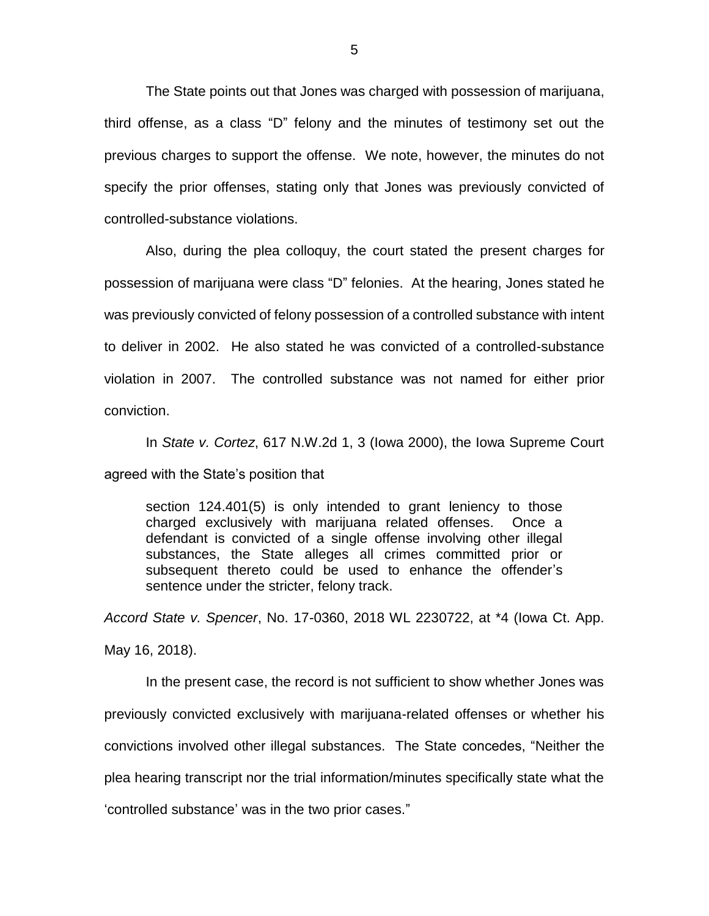The State points out that Jones was charged with possession of marijuana, third offense, as a class "D" felony and the minutes of testimony set out the previous charges to support the offense. We note, however, the minutes do not specify the prior offenses, stating only that Jones was previously convicted of controlled-substance violations.

Also, during the plea colloquy, the court stated the present charges for possession of marijuana were class "D" felonies. At the hearing, Jones stated he was previously convicted of felony possession of a controlled substance with intent to deliver in 2002. He also stated he was convicted of a controlled-substance violation in 2007. The controlled substance was not named for either prior conviction.

In *State v. Cortez*, 617 N.W.2d 1, 3 (Iowa 2000), the Iowa Supreme Court agreed with the State's position that

> section 124.401(5) is only intended to grant leniency to those charged exclusively with marijuana related offenses. Once a defendant is convicted of a single offense involving other illegal substances, the State alleges all crimes committed prior or subsequent thereto could be used to enhance the offender's sentence under the stricter, felony track.

*Accord State v. Spencer*, No. 17-0360, 2018 WL 2230722, at *4 (Iowa Ct. App. May 16, 2018).

In the present case, the record is not sufficient to show whether Jones was previously convicted exclusively with marijuana-related offenses or whether his convictions involved other illegal substances. The State concedes, "Neither the plea hearing transcript nor the trial information/minutes specifically state what the 'controlled substance' was in the two prior cases."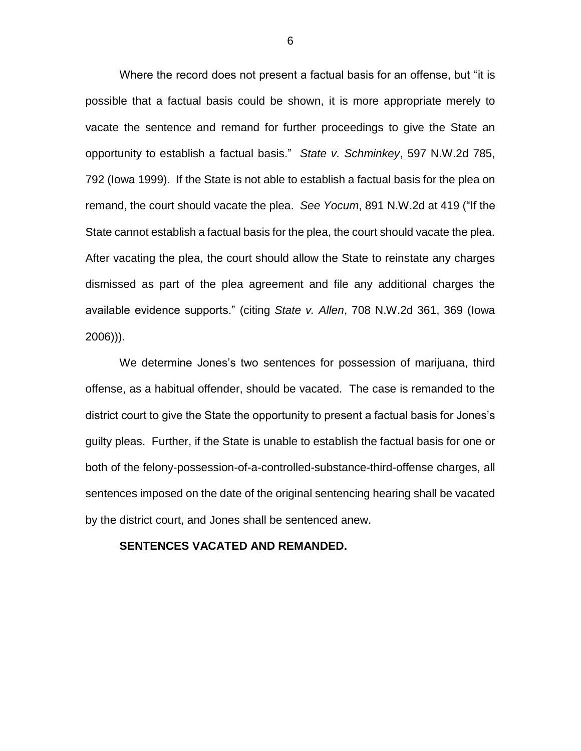Where the record does not present a factual basis for an offense, but "it is possible that a factual basis could be shown, it is more appropriate merely to vacate the sentence and remand for further proceedings to give the State an opportunity to establish a factual basis." *State v. Schminkey*, 597 N.W.2d 785, 792 (Iowa 1999). If the State is not able to establish a factual basis for the plea on remand, the court should vacate the plea. *See Yocum*, 891 N.W.2d at 419 ("If the State cannot establish a factual basis for the plea, the court should vacate the plea. After vacating the plea, the court should allow the State to reinstate any charges dismissed as part of the plea agreement and file any additional charges the available evidence supports." (citing *State v. Allen*, 708 N.W.2d 361, 369 (Iowa 2006))).

We determine Jones's two sentences for possession of marijuana, third offense, as a habitual offender, should be vacated. The case is remanded to the district court to give the State the opportunity to present a factual basis for Jones's guilty pleas. Further, if the State is unable to establish the factual basis for one or both of the felony-possession-of-a-controlled-substance-third-offense charges, all sentences imposed on the date of the original sentencing hearing shall be vacated by the district court, and Jones shall be sentenced anew.

**SENTENCES VACATED AND REMANDED.**